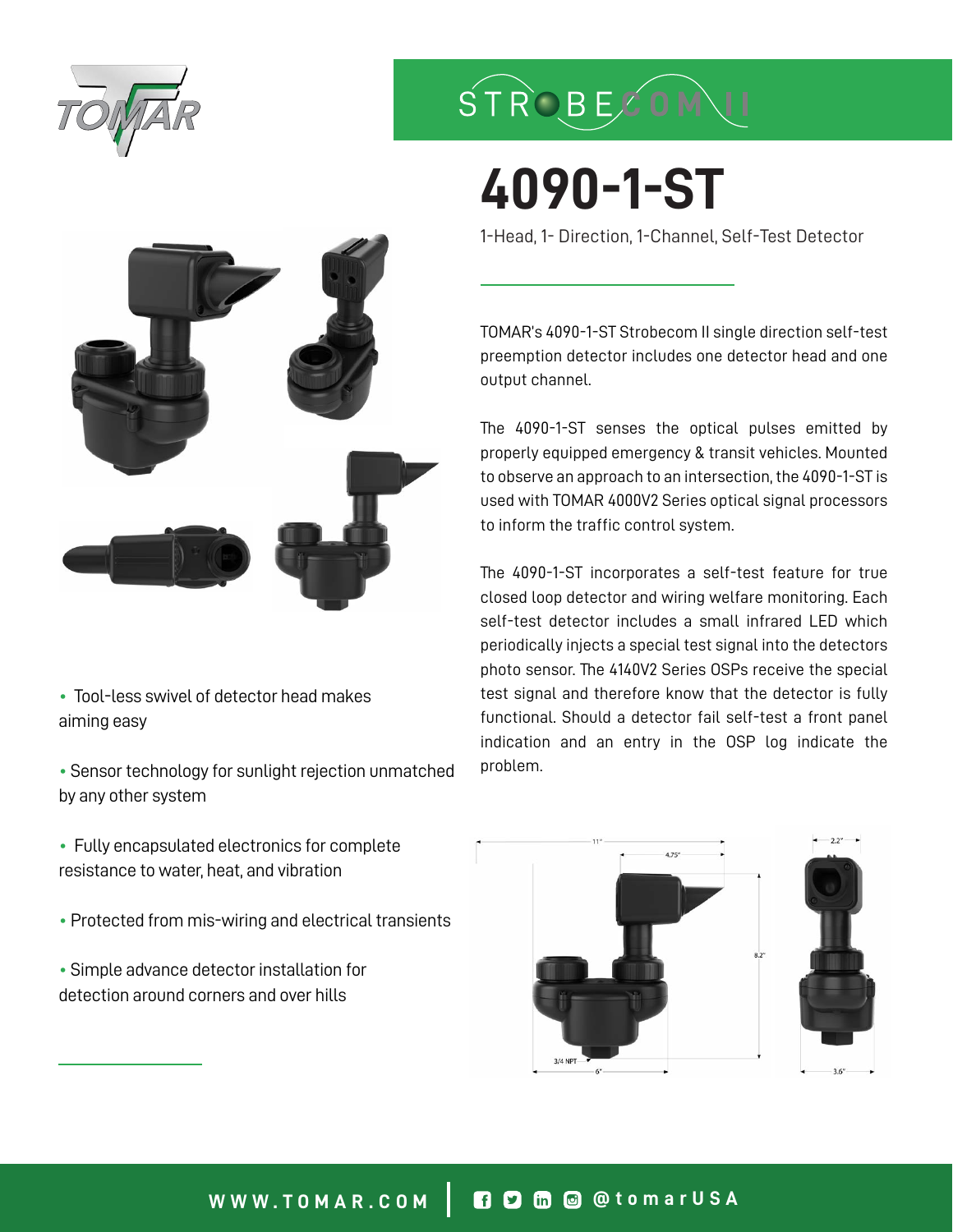TOMAR

STROBECOM II

# 4090-1-ST

1-Head, 1- Direction, 1-Channel, Self-Test Detector

TOMAR's 4090-1-ST Strobecom II single direction self-test preemption detector includes one detector head and one output channel.

The 4090-1-ST senses the optical pulses emitted by properly equipped emergency & transit vehicles. Mounted to observe an approach to an intersection, the 4090-1-ST is used with TOMAR 4000V2 Series optical signal processors to inform the traffic control system.

The 4090-1-ST incorporates a self-test feature for true closed loop detector and wiring welfare monitoring. Each self-test detector includes a small infrared LED which periodically injects a special test signal into the detectors photo sensor. The 4140V2 Series OSPs receive the special test signal and therefore know that the detector is fully functional. Should a detector fail self-test a front panel indication and an entry in the OSP log indicate the problem.

- Tool-less swivel of detector head makes aiming easy
- Sensor technology for sunlight rejection unmatched by any other system
- Fully encapsulated electronics for complete resistance to water, heat, and vibration
- Protected from mis-wiring and electrical transients
- Simple advance detector installation for detection around corners and over hills

11" 4.75" 8.2" 3/4 NPT 6" 2.2" 3.6"

WWW.TOMAR.COM | @tomarUSA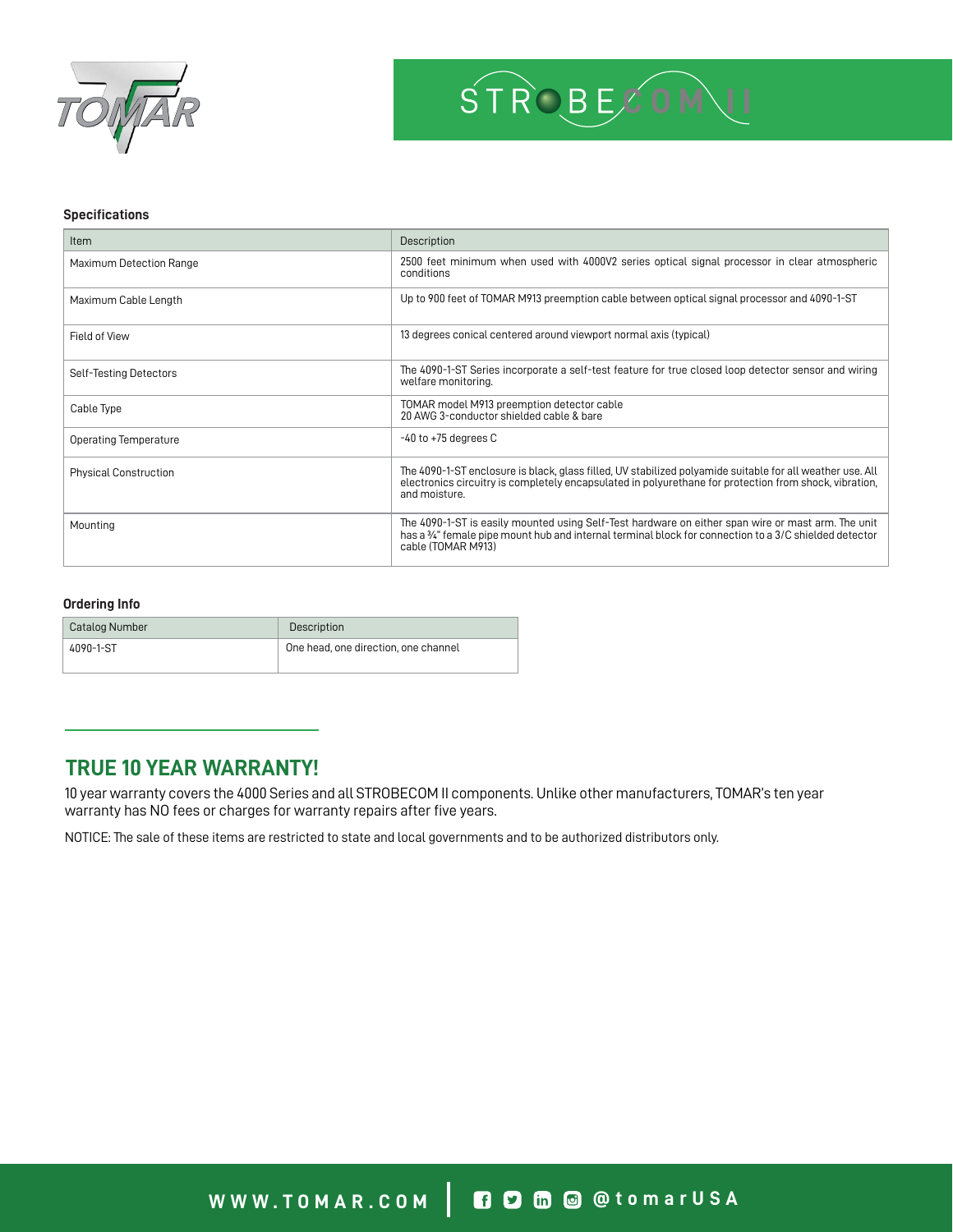TOMAR

STROBECOM II

### Specifications

| Item | Description |
|---|---|
| Maximum Detection Range | 2500 feet minimum when used with 4000V2 series optical signal processor in clear atmospheric conditions |
| Maximum Cable Length | Up to 900 feet of TOMAR M913 preemption cable between optical signal processor and 4090-1-ST |
| Field of View | 13 degrees conical centered around viewport normal axis (typical) |
| Self-Testing Detectors | The 4090-1-ST Series incorporate a self-test feature for true closed loop detector sensor and wiring welfare monitoring. |
| Cable Type | TOMAR model M913 preemption detector cable<br>20 AWG 3-conductor shielded cable & bare |
| Operating Temperature | -40 to +75 degrees C |
| Physical Construction | The 4090-1-ST enclosure is black, glass filled, UV stabilized polyamide suitable for all weather use. All electronics circuitry is completely encapsulated in polyurethane for protection from shock, vibration, and moisture. |
| Mounting | The 4090-1-ST is easily mounted using Self-Test hardware on either span wire or mast arm. The unit has a ¾" female pipe mount hub and internal terminal block for connection to a 3/C shielded detector cable (TOMAR M913) |

### Ordering Info

| Catalog Number | Description |
|---|---|
| 4090-1-ST | One head, one direction, one channel |

## TRUE 10 YEAR WARRANTY!

10 year warranty covers the 4000 Series and all STROBECOM II components. Unlike other manufacturers, TOMAR's ten year warranty has NO fees or charges for warranty repairs after five years.

NOTICE: The sale of these items are restricted to state and local governments and to be authorized distributors only.

WWW.TOMAR.COM | @tomarUSA